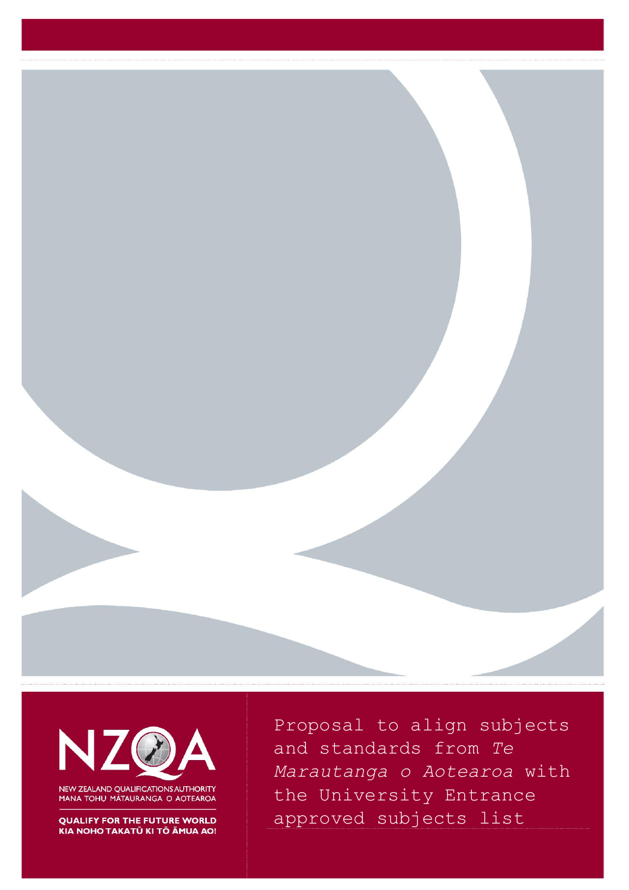NEW ZEALAND QUALIFICATIONS AUTHORITY
MANA TOHU MĀTAURANGA O AOTEAROA

QUALIFY FOR THE FUTURE WORLD
KIA NOHO TAKATŪ KI TŌ ĀMUA AO!

# Proposal to align subjects and standards from *Te Marautanga o Aotearoa* with the University Entrance approved subjects list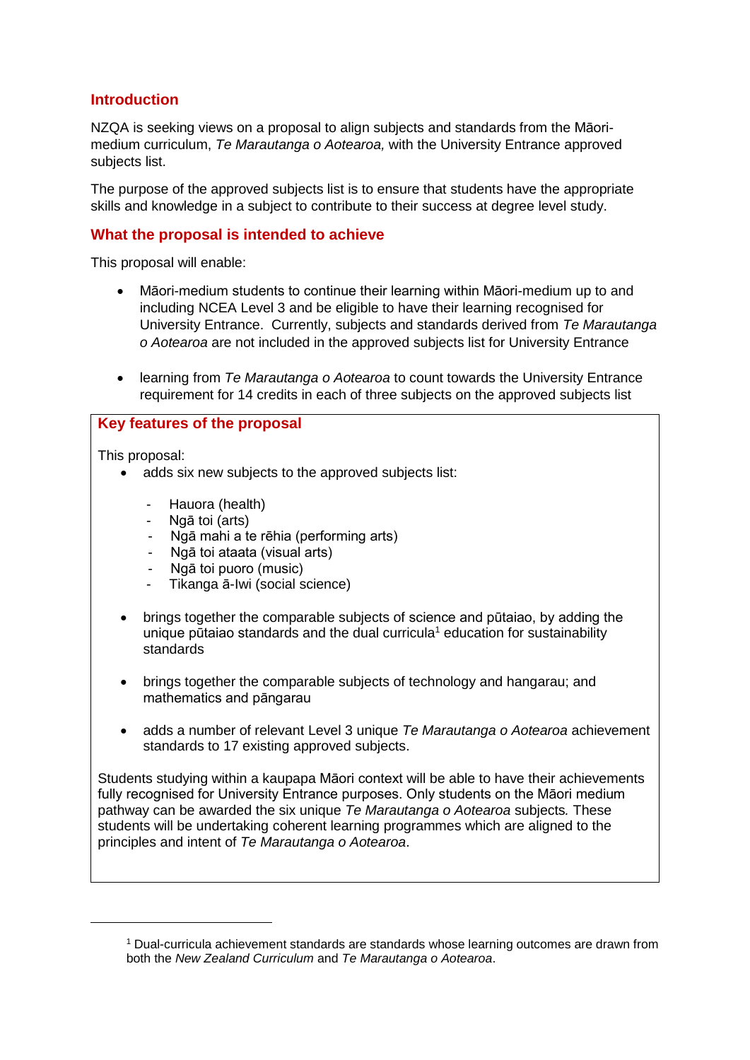## Introduction

NZQA is seeking views on a proposal to align subjects and standards from the Māori-medium curriculum, *Te Marautanga o Aotearoa,* with the University Entrance approved subjects list.

The purpose of the approved subjects list is to ensure that students have the appropriate skills and knowledge in a subject to contribute to their success at degree level study.

## What the proposal is intended to achieve

This proposal will enable:

- Māori-medium students to continue their learning within Māori-medium up to and including NCEA Level 3 and be eligible to have their learning recognised for University Entrance. Currently, subjects and standards derived from *Te Marautanga o Aotearoa* are not included in the approved subjects list for University Entrance

- learning from *Te Marautanga o Aotearoa* to count towards the University Entrance requirement for 14 credits in each of three subjects on the approved subjects list

## Key features of the proposal

This proposal:

- adds six new subjects to the approved subjects list:
  - Hauora (health)
  - Ngā toi (arts)
  - Ngā mahi a te rēhia (performing arts)
  - Ngā toi ataata (visual arts)
  - Ngā toi puoro (music)
  - Tikanga ā-Iwi (social science)

- brings together the comparable subjects of science and pūtaiao, by adding the unique pūtaiao standards and the dual curricula[1] education for sustainability standards

- brings together the comparable subjects of technology and hangarau; and mathematics and pāngarau

- adds a number of relevant Level 3 unique *Te Marautanga o Aotearoa* achievement standards to 17 existing approved subjects.

Students studying within a kaupapa Māori context will be able to have their achievements fully recognised for University Entrance purposes. Only students on the Māori medium pathway can be awarded the six unique *Te Marautanga o Aotearoa* subjects*.* These students will be undertaking coherent learning programmes which are aligned to the principles and intent of *Te Marautanga o Aotearoa*.

---

[1] Dual-curricula achievement standards are standards whose learning outcomes are drawn from both the *New Zealand Curriculum* and *Te Marautanga o Aotearoa*.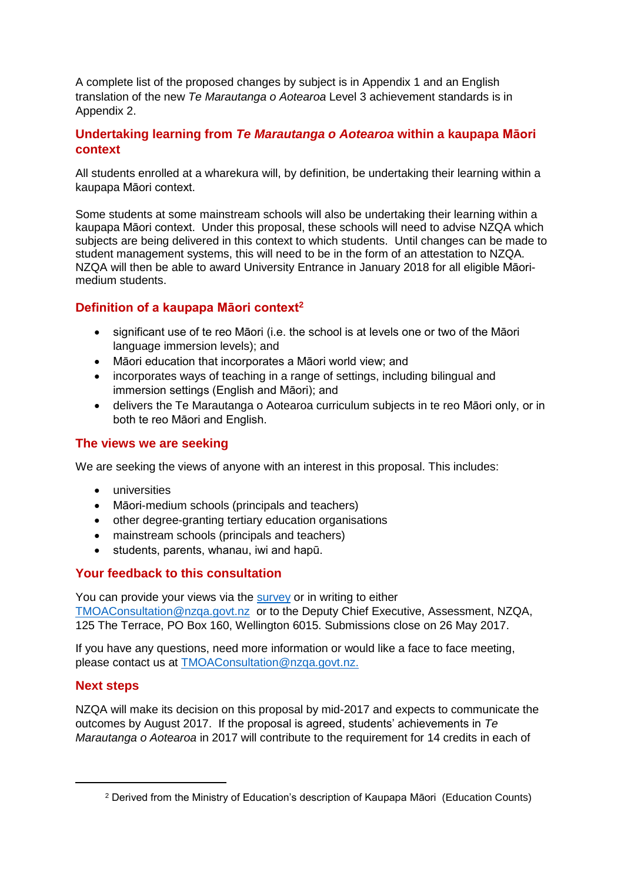A complete list of the proposed changes by subject is in Appendix 1 and an English translation of the new *Te Marautanga o Aotearoa* Level 3 achievement standards is in Appendix 2.

## Undertaking learning from *Te Marautanga o Aotearoa* within a kaupapa Māori context

All students enrolled at a wharekura will, by definition, be undertaking their learning within a kaupapa Māori context.

Some students at some mainstream schools will also be undertaking their learning within a kaupapa Māori context. Under this proposal, these schools will need to advise NZQA which subjects are being delivered in this context to which students. Until changes can be made to student management systems, this will need to be in the form of an attestation to NZQA. NZQA will then be able to award University Entrance in January 2018 for all eligible Māori-medium students.

## Definition of a kaupapa Māori context[2]

- significant use of te reo Māori (i.e. the school is at levels one or two of the Māori language immersion levels); and
- Māori education that incorporates a Māori world view; and
- incorporates ways of teaching in a range of settings, including bilingual and immersion settings (English and Māori); and
- delivers the Te Marautanga o Aotearoa curriculum subjects in te reo Māori only, or in both te reo Māori and English.

## The views we are seeking

We are seeking the views of anyone with an interest in this proposal. This includes:

- universities
- Māori-medium schools (principals and teachers)
- other degree-granting tertiary education organisations
- mainstream schools (principals and teachers)
- students, parents, whanau, iwi and hapū.

## Your feedback to this consultation

You can provide your views via the survey or in writing to either TMOAConsultation@nzqa.govt.nz or to the Deputy Chief Executive, Assessment, NZQA, 125 The Terrace, PO Box 160, Wellington 6015. Submissions close on 26 May 2017.

If you have any questions, need more information or would like a face to face meeting, please contact us at TMOAConsultation@nzqa.govt.nz.

## Next steps

NZQA will make its decision on this proposal by mid-2017 and expects to communicate the outcomes by August 2017. If the proposal is agreed, students' achievements in *Te Marautanga o Aotearoa* in 2017 will contribute to the requirement for 14 credits in each of

---

[2] Derived from the Ministry of Education's description of Kaupapa Māori (Education Counts)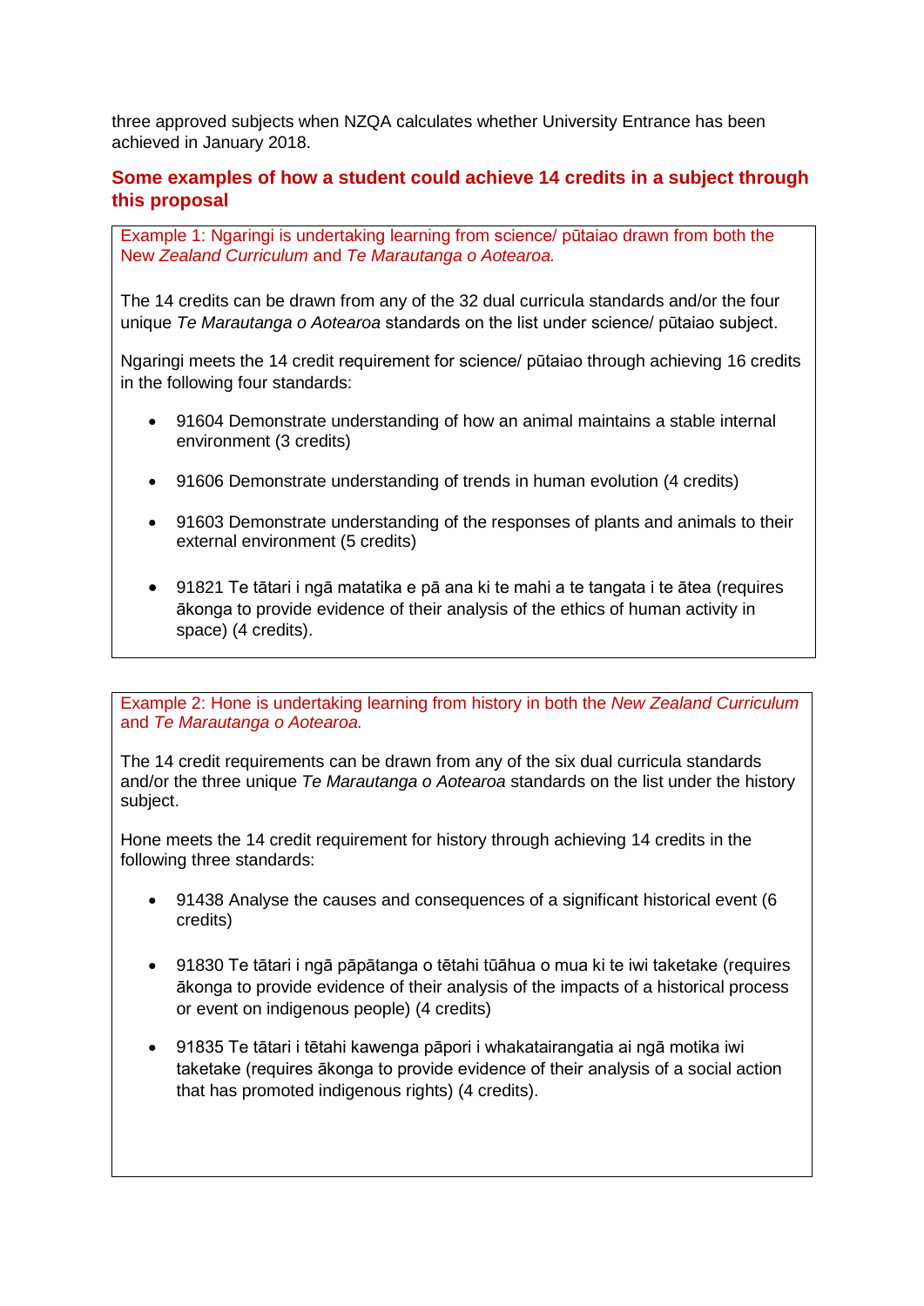three approved subjects when NZQA calculates whether University Entrance has been achieved in January 2018.

### Some examples of how a student could achieve 14 credits in a subject through this proposal

Example 1: Ngaringi is undertaking learning from science/ pūtaiao drawn from both the New *Zealand Curriculum* and *Te Marautanga o Aotearoa.*

The 14 credits can be drawn from any of the 32 dual curricula standards and/or the four unique *Te Marautanga o Aotearoa* standards on the list under science/ pūtaiao subject.

Ngaringi meets the 14 credit requirement for science/ pūtaiao through achieving 16 credits in the following four standards:

- 91604 Demonstrate understanding of how an animal maintains a stable internal environment (3 credits)
- 91606 Demonstrate understanding of trends in human evolution (4 credits)
- 91603 Demonstrate understanding of the responses of plants and animals to their external environment (5 credits)
- 91821 Te tātari i ngā matatika e pā ana ki te mahi a te tangata i te ātea (requires ākonga to provide evidence of their analysis of the ethics of human activity in space) (4 credits).

Example 2: Hone is undertaking learning from history in both the *New Zealand Curriculum* and *Te Marautanga o Aotearoa.*

The 14 credit requirements can be drawn from any of the six dual curricula standards and/or the three unique *Te Marautanga o Aotearoa* standards on the list under the history subject.

Hone meets the 14 credit requirement for history through achieving 14 credits in the following three standards:

- 91438 Analyse the causes and consequences of a significant historical event (6 credits)
- 91830 Te tātari i ngā pāpātanga o tētahi tūāhua o mua ki te iwi taketake (requires ākonga to provide evidence of their analysis of the impacts of a historical process or event on indigenous people) (4 credits)
- 91835 Te tātari i tētahi kawenga pāpori i whakatairangatia ai ngā motika iwi taketake (requires ākonga to provide evidence of their analysis of a social action that has promoted indigenous rights) (4 credits).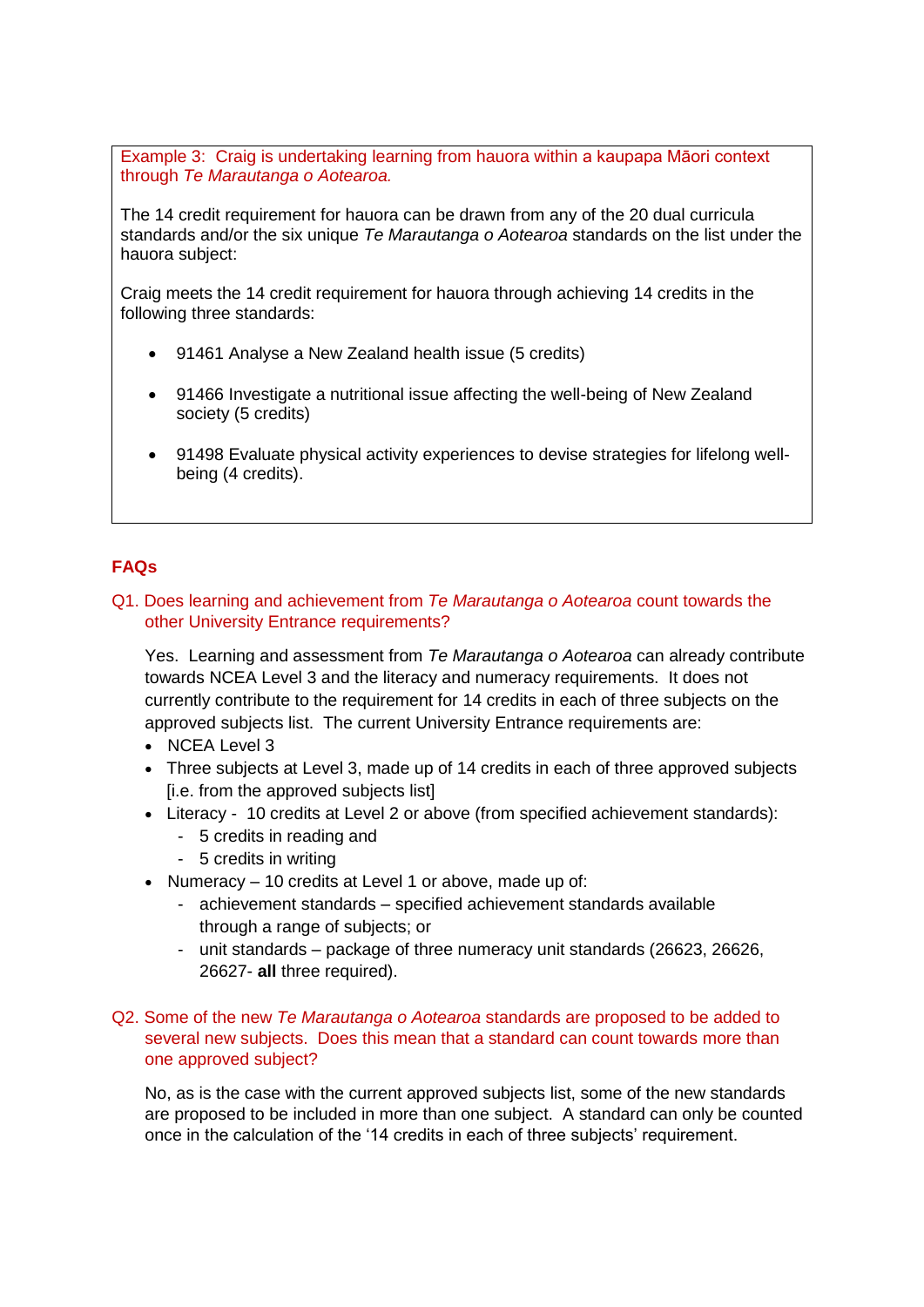Example 3: Craig is undertaking learning from hauora within a kaupapa Māori context through *Te Marautanga o Aotearoa.*

The 14 credit requirement for hauora can be drawn from any of the 20 dual curricula standards and/or the six unique *Te Marautanga o Aotearoa* standards on the list under the hauora subject:

Craig meets the 14 credit requirement for hauora through achieving 14 credits in the following three standards:

- 91461 Analyse a New Zealand health issue (5 credits)
- 91466 Investigate a nutritional issue affecting the well-being of New Zealand society (5 credits)
- 91498 Evaluate physical activity experiences to devise strategies for lifelong well-being (4 credits).

## FAQs

### Q1. Does learning and achievement from *Te Marautanga o Aotearoa* count towards the other University Entrance requirements?

Yes. Learning and assessment from *Te Marautanga o Aotearoa* can already contribute towards NCEA Level 3 and the literacy and numeracy requirements. It does not currently contribute to the requirement for 14 credits in each of three subjects on the approved subjects list. The current University Entrance requirements are:

- NCEA Level 3
- Three subjects at Level 3, made up of 14 credits in each of three approved subjects [i.e. from the approved subjects list]
- Literacy - 10 credits at Level 2 or above (from specified achievement standards):
  - 5 credits in reading and
  - 5 credits in writing
- Numeracy – 10 credits at Level 1 or above, made up of:
  - achievement standards – specified achievement standards available through a range of subjects; or
  - unit standards – package of three numeracy unit standards (26623, 26626, 26627- **all** three required).

### Q2. Some of the new *Te Marautanga o Aotearoa* standards are proposed to be added to several new subjects. Does this mean that a standard can count towards more than one approved subject?

No, as is the case with the current approved subjects list, some of the new standards are proposed to be included in more than one subject. A standard can only be counted once in the calculation of the '14 credits in each of three subjects' requirement.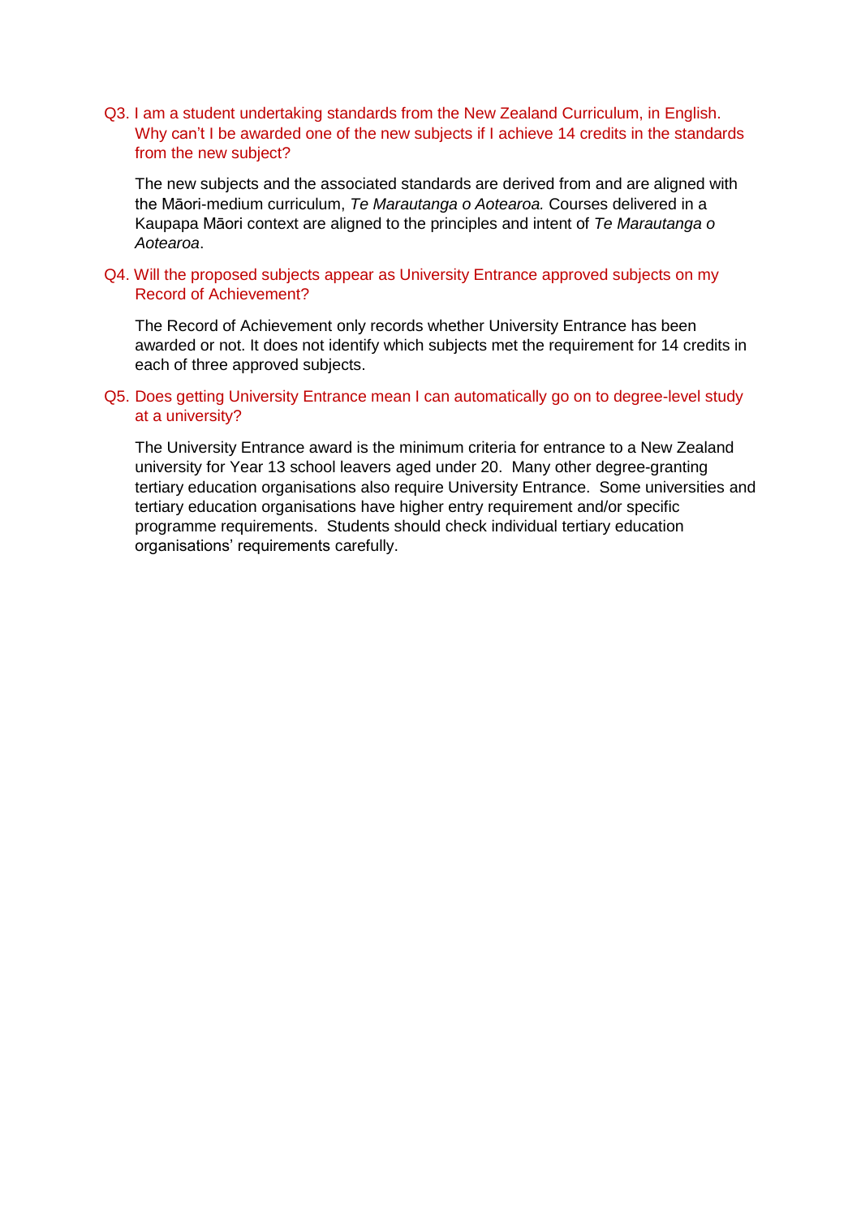### Q3. I am a student undertaking standards from the New Zealand Curriculum, in English. Why can't I be awarded one of the new subjects if I achieve 14 credits in the standards from the new subject?

The new subjects and the associated standards are derived from and are aligned with the Māori-medium curriculum, *Te Marautanga o Aotearoa.* Courses delivered in a Kaupapa Māori context are aligned to the principles and intent of *Te Marautanga o Aotearoa*.

### Q4. Will the proposed subjects appear as University Entrance approved subjects on my Record of Achievement?

The Record of Achievement only records whether University Entrance has been awarded or not. It does not identify which subjects met the requirement for 14 credits in each of three approved subjects.

### Q5. Does getting University Entrance mean I can automatically go on to degree-level study at a university?

The University Entrance award is the minimum criteria for entrance to a New Zealand university for Year 13 school leavers aged under 20. Many other degree-granting tertiary education organisations also require University Entrance. Some universities and tertiary education organisations have higher entry requirement and/or specific programme requirements. Students should check individual tertiary education organisations' requirements carefully.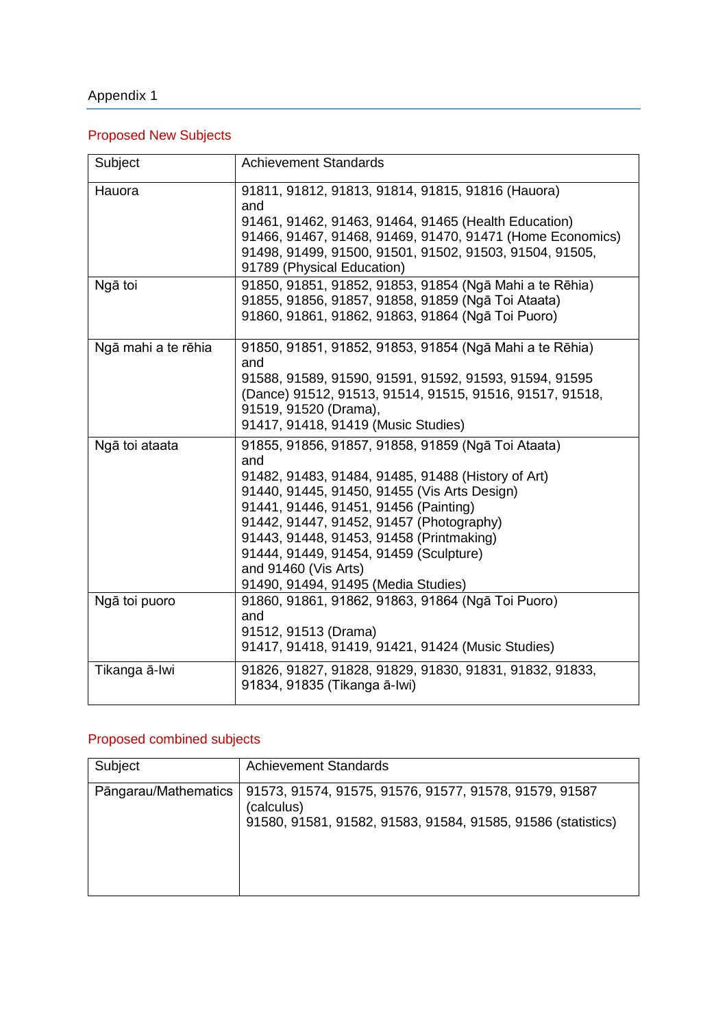Appendix 1

## Proposed New Subjects

| Subject | Achievement Standards |
| --- | --- |
| Hauora | 91811, 91812, 91813, 91814, 91815, 91816 (Hauora)<br>and<br>91461, 91462, 91463, 91464, 91465 (Health Education)<br>91466, 91467, 91468, 91469, 91470, 91471 (Home Economics)<br>91498, 91499, 91500, 91501, 91502, 91503, 91504, 91505, 91789 (Physical Education) |
| Ngā toi | 91850, 91851, 91852, 91853, 91854 (Ngā Mahi a te Rēhia)<br>91855, 91856, 91857, 91858, 91859 (Ngā Toi Ataata)<br>91860, 91861, 91862, 91863, 91864 (Ngā Toi Puoro) |
| Ngā mahi a te rēhia | 91850, 91851, 91852, 91853, 91854 (Ngā Mahi a te Rēhia)<br>and<br>91588, 91589, 91590, 91591, 91592, 91593, 91594, 91595 (Dance) 91512, 91513, 91514, 91515, 91516, 91517, 91518, 91519, 91520 (Drama),<br>91417, 91418, 91419 (Music Studies) |
| Ngā toi ataata | 91855, 91856, 91857, 91858, 91859 (Ngā Toi Ataata)<br>and<br>91482, 91483, 91484, 91485, 91488 (History of Art)<br>91440, 91445, 91450, 91455 (Vis Arts Design)<br>91441, 91446, 91451, 91456 (Painting)<br>91442, 91447, 91452, 91457 (Photography)<br>91443, 91448, 91453, 91458 (Printmaking)<br>91444, 91449, 91454, 91459 (Sculpture)<br>and 91460 (Vis Arts)<br>91490, 91494, 91495 (Media Studies) |
| Ngā toi puoro | 91860, 91861, 91862, 91863, 91864 (Ngā Toi Puoro)<br>and<br>91512, 91513 (Drama)<br>91417, 91418, 91419, 91421, 91424 (Music Studies) |
| Tikanga ā-Iwi | 91826, 91827, 91828, 91829, 91830, 91831, 91832, 91833, 91834, 91835 (Tikanga ā-Iwi) |

## Proposed combined subjects

| Subject | Achievement Standards |
| --- | --- |
| Pāngarau/Mathematics | 91573, 91574, 91575, 91576, 91577, 91578, 91579, 91587 (calculus)<br>91580, 91581, 91582, 91583, 91584, 91585, 91586 (statistics) |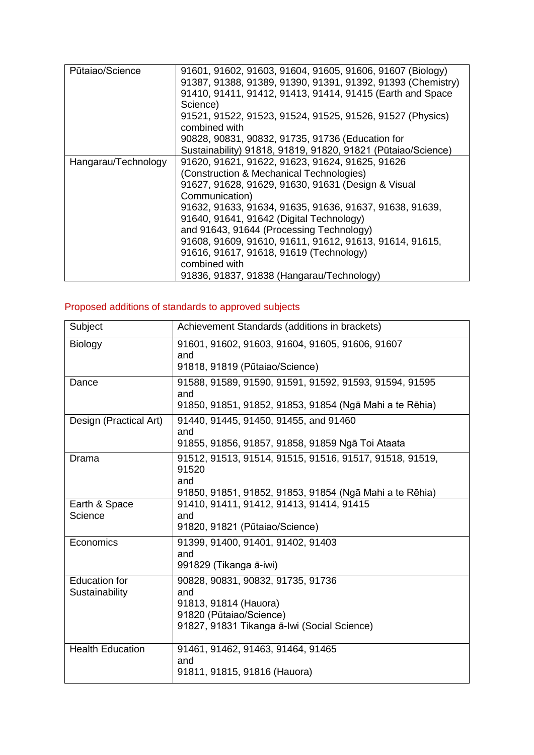| Pūtaiao/Science | 91601, 91602, 91603, 91604, 91605, 91606, 91607 (Biology) 91387, 91388, 91389, 91390, 91391, 91392, 91393 (Chemistry) 91410, 91411, 91412, 91413, 91414, 91415 (Earth and Space Science) 91521, 91522, 91523, 91524, 91525, 91526, 91527 (Physics) combined with 90828, 90831, 90832, 91735, 91736 (Education for Sustainability) 91818, 91819, 91820, 91821 (Pūtaiao/Science) |
|---|---|
| Hangarau/Technology | 91620, 91621, 91622, 91623, 91624, 91625, 91626 (Construction & Mechanical Technologies) 91627, 91628, 91629, 91630, 91631 (Design & Visual Communication) 91632, 91633, 91634, 91635, 91636, 91637, 91638, 91639, 91640, 91641, 91642 (Digital Technology) and 91643, 91644 (Processing Technology) 91608, 91609, 91610, 91611, 91612, 91613, 91614, 91615, 91616, 91617, 91618, 91619 (Technology) combined with 91836, 91837, 91838 (Hangarau/Technology) |

Proposed additions of standards to approved subjects

| Subject | Achievement Standards (additions in brackets) |
|---|---|
| Biology | 91601, 91602, 91603, 91604, 91605, 91606, 91607 and 91818, 91819 (Pūtaiao/Science) |
| Dance | 91588, 91589, 91590, 91591, 91592, 91593, 91594, 91595 and 91850, 91851, 91852, 91853, 91854 (Ngā Mahi a te Rēhia) |
| Design (Practical Art) | 91440, 91445, 91450, 91455, and 91460 and 91855, 91856, 91857, 91858, 91859 Ngā Toi Ataata |
| Drama | 91512, 91513, 91514, 91515, 91516, 91517, 91518, 91519, 91520 and 91850, 91851, 91852, 91853, 91854 (Ngā Mahi a te Rēhia) |
| Earth & Space Science | 91410, 91411, 91412, 91413, 91414, 91415 and 91820, 91821 (Pūtaiao/Science) |
| Economics | 91399, 91400, 91401, 91402, 91403 and 991829 (Tikanga ā-iwi) |
| Education for Sustainability | 90828, 90831, 90832, 91735, 91736 and 91813, 91814 (Hauora) 91820 (Pūtaiao/Science) 91827, 91831 Tikanga ā-Iwi (Social Science) |
| Health Education | 91461, 91462, 91463, 91464, 91465 and 91811, 91815, 91816 (Hauora) |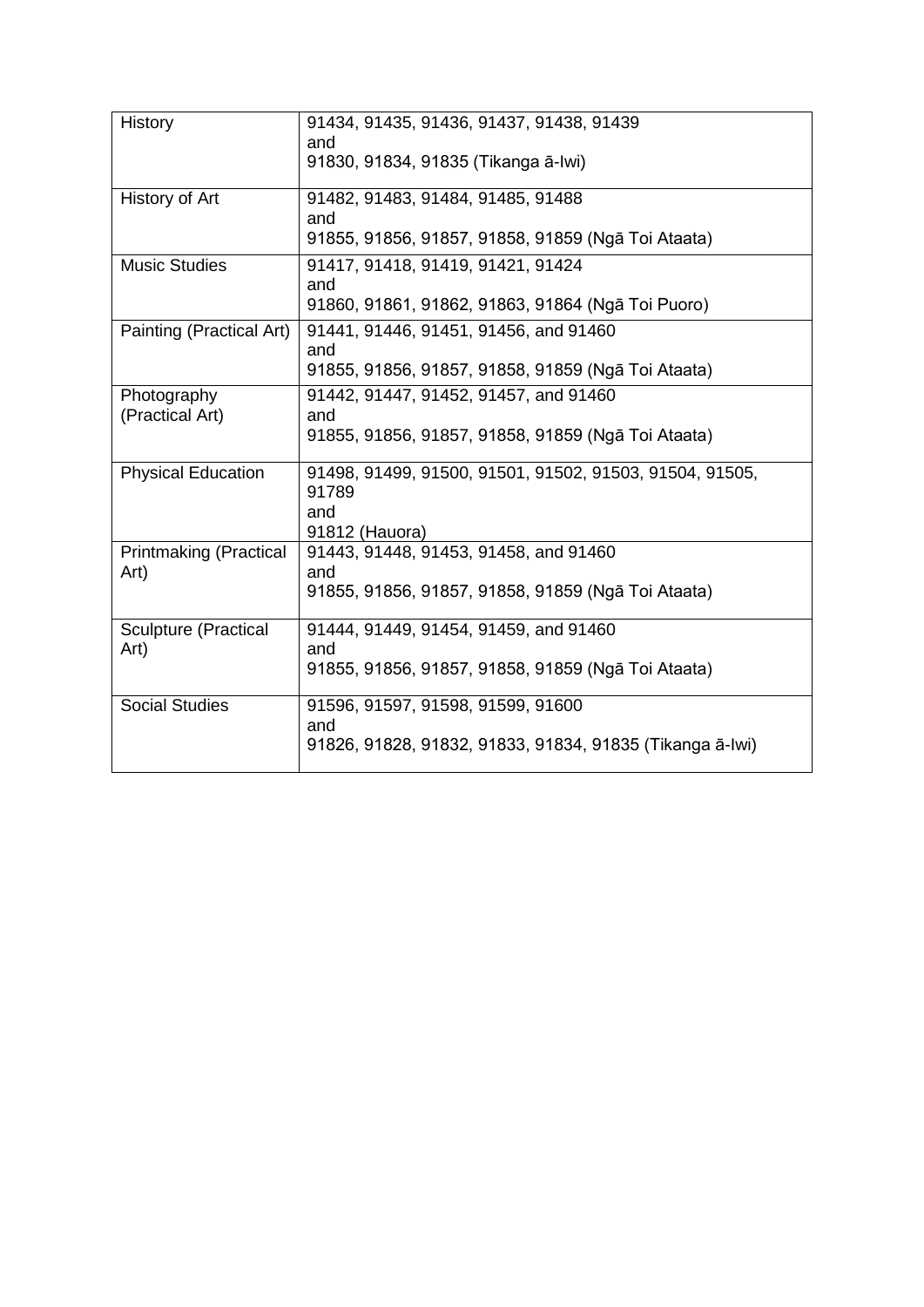| History | 91434, 91435, 91436, 91437, 91438, 91439<br>and<br>91830, 91834, 91835 (Tikanga ā-Iwi) |
|---|---|
| History of Art | 91482, 91483, 91484, 91485, 91488<br>and<br>91855, 91856, 91857, 91858, 91859 (Ngā Toi Ataata) |
| Music Studies | 91417, 91418, 91419, 91421, 91424<br>and<br>91860, 91861, 91862, 91863, 91864 (Ngā Toi Puoro) |
| Painting (Practical Art) | 91441, 91446, 91451, 91456, and 91460<br>and<br>91855, 91856, 91857, 91858, 91859 (Ngā Toi Ataata) |
| Photography (Practical Art) | 91442, 91447, 91452, 91457, and 91460<br>and<br>91855, 91856, 91857, 91858, 91859 (Ngā Toi Ataata) |
| Physical Education | 91498, 91499, 91500, 91501, 91502, 91503, 91504, 91505, 91789<br>and<br>91812 (Hauora) |
| Printmaking (Practical Art) | 91443, 91448, 91453, 91458, and 91460<br>and<br>91855, 91856, 91857, 91858, 91859 (Ngā Toi Ataata) |
| Sculpture (Practical Art) | 91444, 91449, 91454, 91459, and 91460<br>and<br>91855, 91856, 91857, 91858, 91859 (Ngā Toi Ataata) |
| Social Studies | 91596, 91597, 91598, 91599, 91600<br>and<br>91826, 91828, 91832, 91833, 91834, 91835 (Tikanga ā-Iwi) |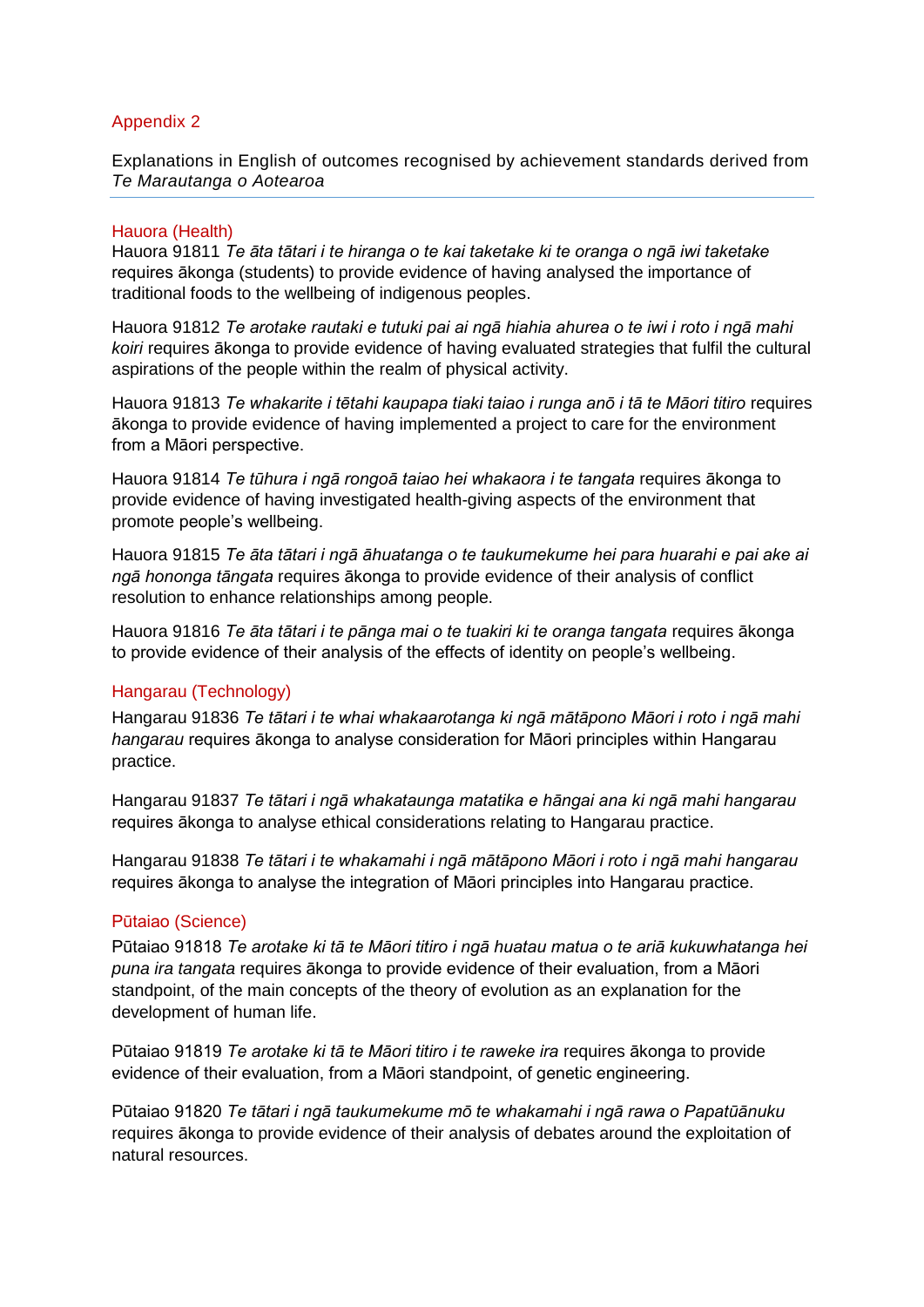## Appendix 2

Explanations in English of outcomes recognised by achievement standards derived from *Te Marautanga o Aotearoa*

### Hauora (Health)

Hauora 91811 *Te āta tātari i te hiranga o te kai taketake ki te oranga o ngā iwi taketake* requires ākonga (students) to provide evidence of having analysed the importance of traditional foods to the wellbeing of indigenous peoples.

Hauora 91812 *Te arotake rautaki e tutuki pai ai ngā hiahia ahurea o te iwi i roto i ngā mahi koiri* requires ākonga to provide evidence of having evaluated strategies that fulfil the cultural aspirations of the people within the realm of physical activity.

Hauora 91813 *Te whakarite i tētahi kaupapa tiaki taiao i runga anō i tā te Māori titiro* requires ākonga to provide evidence of having implemented a project to care for the environment from a Māori perspective.

Hauora 91814 *Te tūhura i ngā rongoā taiao hei whakaora i te tangata* requires ākonga to provide evidence of having investigated health-giving aspects of the environment that promote people's wellbeing.

Hauora 91815 *Te āta tātari i ngā āhuatanga o te taukumekume hei para huarahi e pai ake ai ngā hononga tāngata* requires ākonga to provide evidence of their analysis of conflict resolution to enhance relationships among people.

Hauora 91816 *Te āta tātari i te pānga mai o te tuakiri ki te oranga tangata* requires ākonga to provide evidence of their analysis of the effects of identity on people's wellbeing.

### Hangarau (Technology)

Hangarau 91836 *Te tātari i te whai whakaarotanga ki ngā mātāpono Māori i roto i ngā mahi hangarau* requires ākonga to analyse consideration for Māori principles within Hangarau practice.

Hangarau 91837 *Te tātari i ngā whakataunga matatika e hāngai ana ki ngā mahi hangarau* requires ākonga to analyse ethical considerations relating to Hangarau practice.

Hangarau 91838 *Te tātari i te whakamahi i ngā mātāpono Māori i roto i ngā mahi hangarau* requires ākonga to analyse the integration of Māori principles into Hangarau practice.

### Pūtaiao (Science)

Pūtaiao 91818 *Te arotake ki tā te Māori titiro i ngā huatau matua o te ariā kukuwhatanga hei puna ira tangata* requires ākonga to provide evidence of their evaluation, from a Māori standpoint, of the main concepts of the theory of evolution as an explanation for the development of human life.

Pūtaiao 91819 *Te arotake ki tā te Māori titiro i te raweke ira* requires ākonga to provide evidence of their evaluation, from a Māori standpoint, of genetic engineering.

Pūtaiao 91820 *Te tātari i ngā taukumekume mō te whakamahi i ngā rawa o Papatūānuku* requires ākonga to provide evidence of their analysis of debates around the exploitation of natural resources.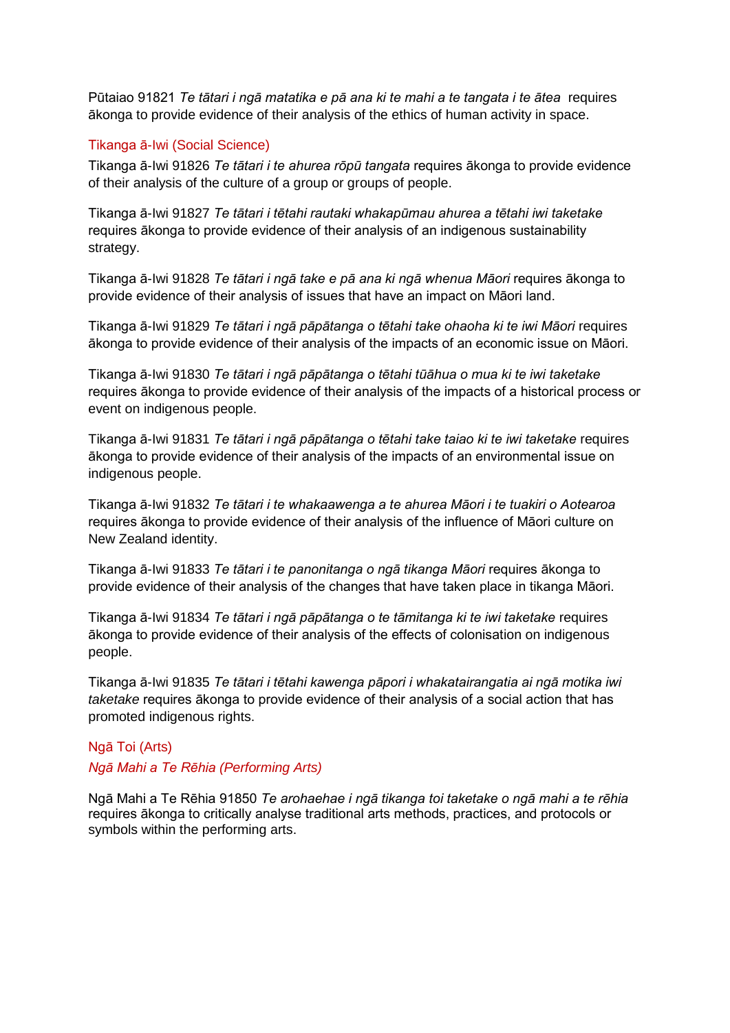Pūtaiao 91821 *Te tātari i ngā matatika e pā ana ki te mahi a te tangata i te ātea* requires ākonga to provide evidence of their analysis of the ethics of human activity in space.

### Tikanga ā-Iwi (Social Science)

Tikanga ā-Iwi 91826 *Te tātari i te ahurea rōpū tangata* requires ākonga to provide evidence of their analysis of the culture of a group or groups of people.

Tikanga ā-Iwi 91827 *Te tātari i tētahi rautaki whakapūmau ahurea a tētahi iwi taketake* requires ākonga to provide evidence of their analysis of an indigenous sustainability strategy.

Tikanga ā-Iwi 91828 *Te tātari i ngā take e pā ana ki ngā whenua Māori* requires ākonga to provide evidence of their analysis of issues that have an impact on Māori land.

Tikanga ā-Iwi 91829 *Te tātari i ngā pāpātanga o tētahi take ohaoha ki te iwi Māori* requires ākonga to provide evidence of their analysis of the impacts of an economic issue on Māori.

Tikanga ā-Iwi 91830 *Te tātari i ngā pāpātanga o tētahi tūāhua o mua ki te iwi taketake* requires ākonga to provide evidence of their analysis of the impacts of a historical process or event on indigenous people.

Tikanga ā-Iwi 91831 *Te tātari i ngā pāpātanga o tētahi take taiao ki te iwi taketake* requires ākonga to provide evidence of their analysis of the impacts of an environmental issue on indigenous people.

Tikanga ā-Iwi 91832 *Te tātari i te whakaawenga a te ahurea Māori i te tuakiri o Aotearoa* requires ākonga to provide evidence of their analysis of the influence of Māori culture on New Zealand identity.

Tikanga ā-Iwi 91833 *Te tātari i te panonitanga o ngā tikanga Māori* requires ākonga to provide evidence of their analysis of the changes that have taken place in tikanga Māori.

Tikanga ā-Iwi 91834 *Te tātari i ngā pāpātanga o te tāmitanga ki te iwi taketake* requires ākonga to provide evidence of their analysis of the effects of colonisation on indigenous people.

Tikanga ā-Iwi 91835 *Te tātari i tētahi kawenga pāpori i whakatairangatia ai ngā motika iwi taketake* requires ākonga to provide evidence of their analysis of a social action that has promoted indigenous rights.

### Ngā Toi (Arts)

#### *Ngā Mahi a Te Rēhia (Performing Arts)*

Ngā Mahi a Te Rēhia 91850 *Te arohaehae i ngā tikanga toi taketake o ngā mahi a te rēhia* requires ākonga to critically analyse traditional arts methods, practices, and protocols or symbols within the performing arts.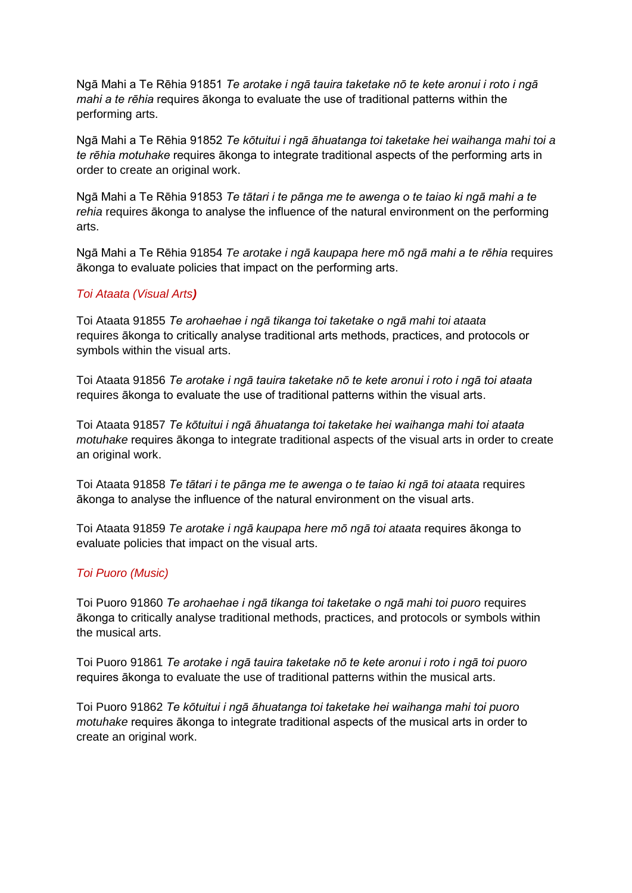Ngā Mahi a Te Rēhia 91851 *Te arotake i ngā tauira taketake nō te kete aronui i roto i ngā mahi a te rēhia* requires ākonga to evaluate the use of traditional patterns within the performing arts.

Ngā Mahi a Te Rēhia 91852 *Te kōtuitui i ngā āhuatanga toi taketake hei waihanga mahi toi a te rēhia motuhake* requires ākonga to integrate traditional aspects of the performing arts in order to create an original work.

Ngā Mahi a Te Rēhia 91853 *Te tātari i te pānga me te awenga o te taiao ki ngā mahi a te rehia* requires ākonga to analyse the influence of the natural environment on the performing arts.

Ngā Mahi a Te Rēhia 91854 *Te arotake i ngā kaupapa here mō ngā mahi a te rēhia* requires ākonga to evaluate policies that impact on the performing arts.

### *Toi Ataata (Visual Arts)*

Toi Ataata 91855 *Te arohaehae i ngā tikanga toi taketake o ngā mahi toi ataata* requires ākonga to critically analyse traditional arts methods, practices, and protocols or symbols within the visual arts.

Toi Ataata 91856 *Te arotake i ngā tauira taketake nō te kete aronui i roto i ngā toi ataata* requires ākonga to evaluate the use of traditional patterns within the visual arts.

Toi Ataata 91857 *Te kōtuitui i ngā āhuatanga toi taketake hei waihanga mahi toi ataata motuhake* requires ākonga to integrate traditional aspects of the visual arts in order to create an original work.

Toi Ataata 91858 *Te tātari i te pānga me te awenga o te taiao ki ngā toi ataata* requires ākonga to analyse the influence of the natural environment on the visual arts.

Toi Ataata 91859 *Te arotake i ngā kaupapa here mō ngā toi ataata* requires ākonga to evaluate policies that impact on the visual arts.

### *Toi Puoro (Music)*

Toi Puoro 91860 *Te arohaehae i ngā tikanga toi taketake o ngā mahi toi puoro* requires ākonga to critically analyse traditional methods, practices, and protocols or symbols within the musical arts.

Toi Puoro 91861 *Te arotake i ngā tauira taketake nō te kete aronui i roto i ngā toi puoro* requires ākonga to evaluate the use of traditional patterns within the musical arts.

Toi Puoro 91862 *Te kōtuitui i ngā āhuatanga toi taketake hei waihanga mahi toi puoro motuhake* requires ākonga to integrate traditional aspects of the musical arts in order to create an original work.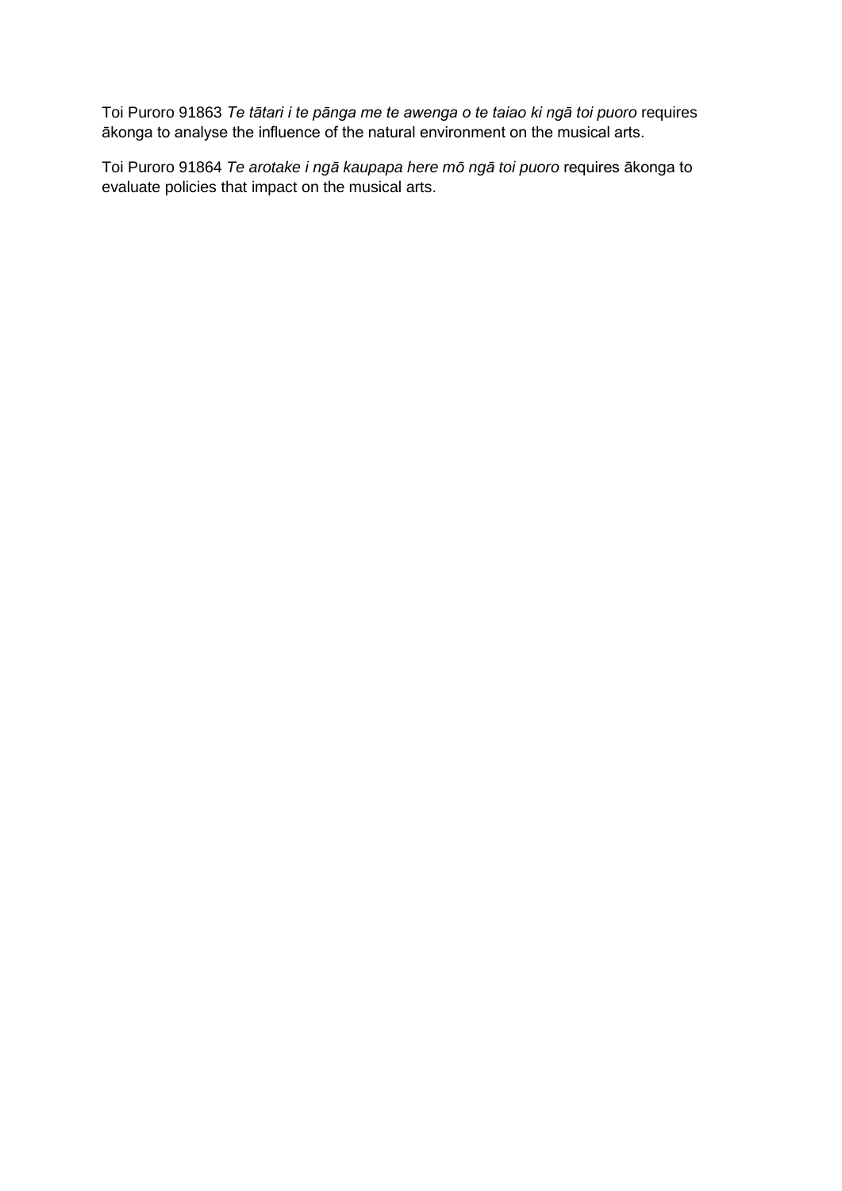Toi Puroro 91863 *Te tātari i te pānga me te awenga o te taiao ki ngā toi puoro* requires ākonga to analyse the influence of the natural environment on the musical arts.

Toi Puroro 91864 *Te arotake i ngā kaupapa here mō ngā toi puoro* requires ākonga to evaluate policies that impact on the musical arts.